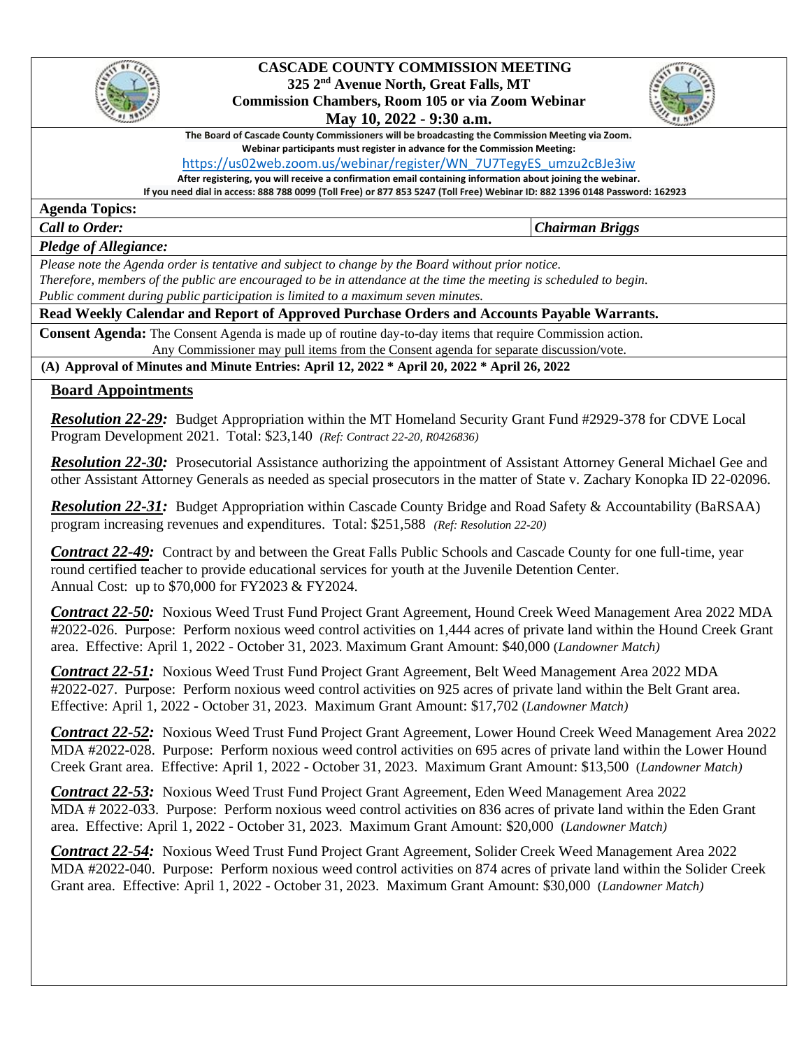# CASCADE COUNTY COMMISSION MEETING

**325 2nd Avenue North, Great Falls, MT**
**Commission Chambers, Room 105 or via Zoom Webinar**
**May 10, 2022 - 9:30 a.m.**

**The Board of Cascade County Commissioners will be broadcasting the Commission Meeting via Zoom.**
**Webinar participants must register in advance for the Commission Meeting:**
https://us02web.zoom.us/webinar/register/WN_7U7TegyES_umzu2cBJe3iw
**After registering, you will receive a confirmation email containing information about joining the webinar.**
**If you need dial in access: 888 788 0099 (Toll Free) or 877 853 5247 (Toll Free) Webinar ID: 882 1396 0148 Password: 162923**

**Agenda Topics:**

***Call to Order:*** ***Chairman Briggs***

***Pledge of Allegiance:***

*Please note the Agenda order is tentative and subject to change by the Board without prior notice.*
*Therefore, members of the public are encouraged to be in attendance at the time the meeting is scheduled to begin.*
*Public comment during public participation is limited to a maximum seven minutes.*

**Read Weekly Calendar and Report of Approved Purchase Orders and Accounts Payable Warrants.**

**Consent Agenda:** The Consent Agenda is made up of routine day-to-day items that require Commission action.
Any Commissioner may pull items from the Consent agenda for separate discussion/vote.

**(A) Approval of Minutes and Minute Entries: April 12, 2022 * April 20, 2022 * April 26, 2022**

## Board Appointments

***Resolution 22-29:*** Budget Appropriation within the MT Homeland Security Grant Fund #2929-378 for CDVE Local Program Development 2021. Total: $23,140 *(Ref: Contract 22-20, R0426836)*

***Resolution 22-30:*** Prosecutorial Assistance authorizing the appointment of Assistant Attorney General Michael Gee and other Assistant Attorney Generals as needed as special prosecutors in the matter of State v. Zachary Konopka ID 22-02096.

***Resolution 22-31:*** Budget Appropriation within Cascade County Bridge and Road Safety & Accountability (BaRSAA) program increasing revenues and expenditures. Total: $251,588 *(Ref: Resolution 22-20)*

***Contract 22-49:*** Contract by and between the Great Falls Public Schools and Cascade County for one full-time, year round certified teacher to provide educational services for youth at the Juvenile Detention Center.
Annual Cost: up to $70,000 for FY2023 & FY2024.

***Contract 22-50:*** Noxious Weed Trust Fund Project Grant Agreement, Hound Creek Weed Management Area 2022 MDA #2022-026. Purpose: Perform noxious weed control activities on 1,444 acres of private land within the Hound Creek Grant area. Effective: April 1, 2022 - October 31, 2023. Maximum Grant Amount: $40,000 (*Landowner Match)*

***Contract 22-51:*** Noxious Weed Trust Fund Project Grant Agreement, Belt Weed Management Area 2022 MDA #2022-027. Purpose: Perform noxious weed control activities on 925 acres of private land within the Belt Grant area. Effective: April 1, 2022 - October 31, 2023. Maximum Grant Amount: $17,702 (*Landowner Match)*

***Contract 22-52:*** Noxious Weed Trust Fund Project Grant Agreement, Lower Hound Creek Weed Management Area 2022 MDA #2022-028. Purpose: Perform noxious weed control activities on 695 acres of private land within the Lower Hound Creek Grant area. Effective: April 1, 2022 - October 31, 2023. Maximum Grant Amount: $13,500 (*Landowner Match)*

***Contract 22-53:*** Noxious Weed Trust Fund Project Grant Agreement, Eden Weed Management Area 2022 MDA # 2022-033. Purpose: Perform noxious weed control activities on 836 acres of private land within the Eden Grant area. Effective: April 1, 2022 - October 31, 2023. Maximum Grant Amount: $20,000 (*Landowner Match)*

***Contract 22-54:*** Noxious Weed Trust Fund Project Grant Agreement, Solider Creek Weed Management Area 2022 MDA #2022-040. Purpose: Perform noxious weed control activities on 874 acres of private land within the Solider Creek Grant area. Effective: April 1, 2022 - October 31, 2023. Maximum Grant Amount: $30,000 (*Landowner Match)*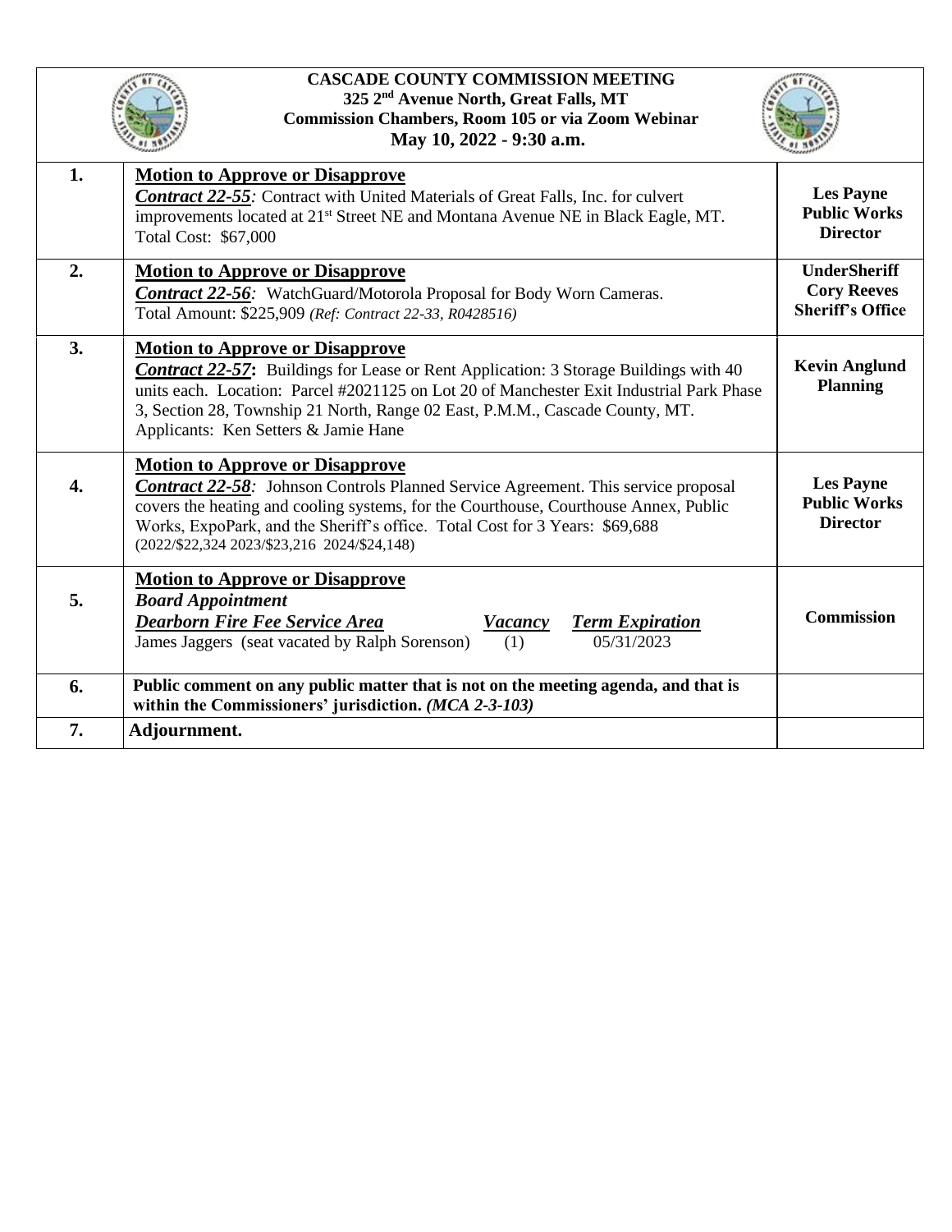**CASCADE COUNTY COMMISSION MEETING**
**325 2nd Avenue North, Great Falls, MT**
**Commission Chambers, Room 105 or via Zoom Webinar**
**May 10, 2022 - 9:30 a.m.**

| | | |
|---|---|---|
| **1.** | **Motion to Approve or Disapprove**<br>***Contract 22-55***: Contract with United Materials of Great Falls, Inc. for culvert improvements located at 21st Street NE and Montana Avenue NE in Black Eagle, MT. Total Cost: $67,000 | **Les Payne Public Works Director** |
| **2.** | **Motion to Approve or Disapprove**<br>***Contract 22-56***: WatchGuard/Motorola Proposal for Body Worn Cameras. Total Amount: $225,909 *(Ref: Contract 22-33, R0428516)* | **UnderSheriff Cory Reeves Sheriff's Office** |
| **3.** | **Motion to Approve or Disapprove**<br>***Contract 22-57*:** Buildings for Lease or Rent Application: 3 Storage Buildings with 40 units each. Location: Parcel #2021125 on Lot 20 of Manchester Exit Industrial Park Phase 3, Section 28, Township 21 North, Range 02 East, P.M.M., Cascade County, MT. Applicants: Ken Setters & Jamie Hane | **Kevin Anglund Planning** |
| **4.** | **Motion to Approve or Disapprove**<br>***Contract 22-58***: Johnson Controls Planned Service Agreement. This service proposal covers the heating and cooling systems, for the Courthouse, Courthouse Annex, Public Works, ExpoPark, and the Sheriff's office. Total Cost for 3 Years: $69,688 (2022/$22,324 2023/$23,216 2024/$24,148) | **Les Payne Public Works Director** |
| **5.** | **Motion to Approve or Disapprove**<br>***Board Appointment***<br>***Dearborn Fire Fee Service Area*** — ***Vacancy*** — ***Term Expiration***<br>James Jaggers (seat vacated by Ralph Sorenson) — (1) — 05/31/2023 | **Commission** |
| **6.** | **Public comment on any public matter that is not on the meeting agenda, and that is within the Commissioners' jurisdiction.** ***(MCA 2-3-103)*** | |
| **7.** | **Adjournment.** | |